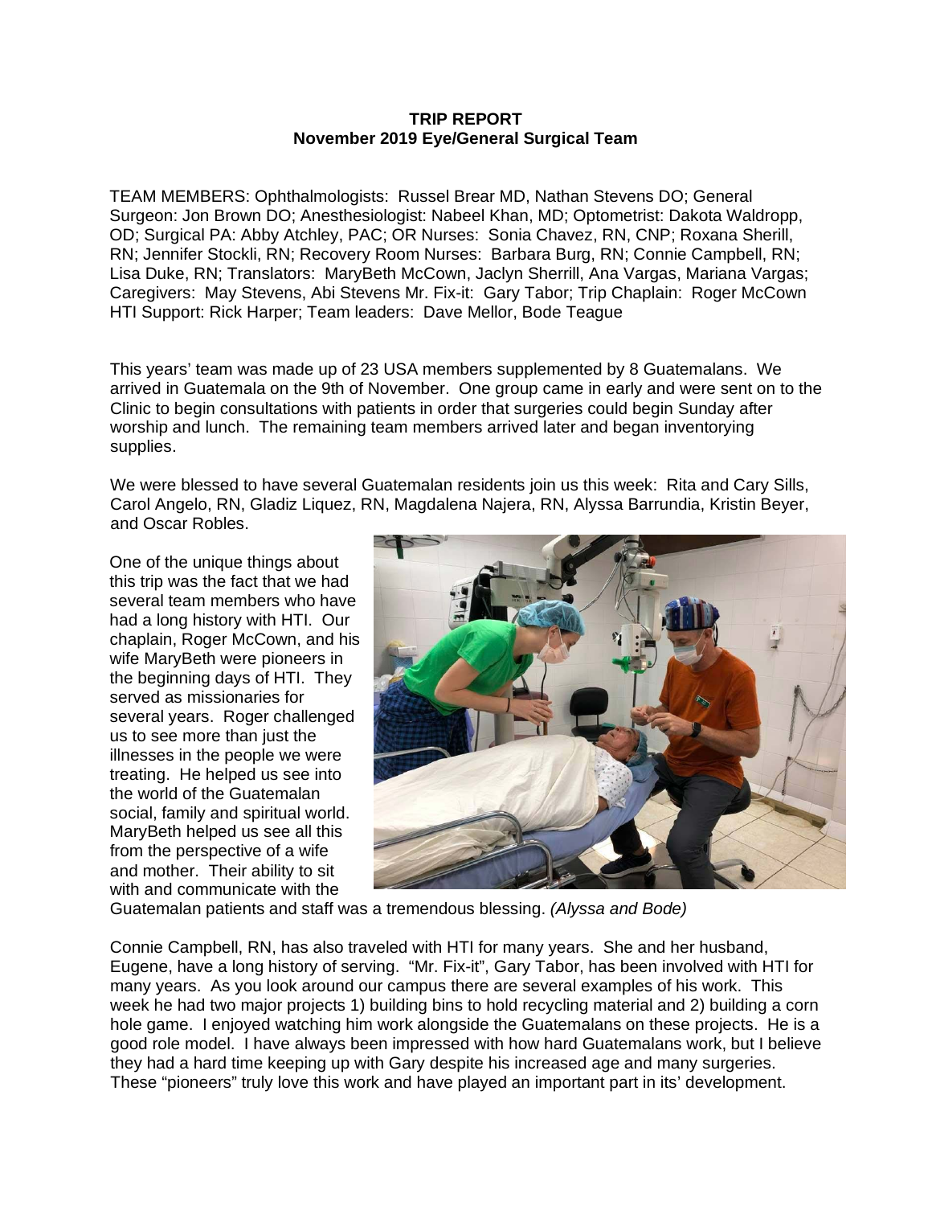**TRIP REPORT**
**November 2019 Eye/General Surgical Team**

TEAM MEMBERS: Ophthalmologists: Russel Brear MD, Nathan Stevens DO; General Surgeon: Jon Brown DO; Anesthesiologist: Nabeel Khan, MD; Optometrist: Dakota Waldropp, OD; Surgical PA: Abby Atchley, PAC; OR Nurses: Sonia Chavez, RN, CNP; Roxana Sherill, RN; Jennifer Stockli, RN; Recovery Room Nurses: Barbara Burg, RN; Connie Campbell, RN; Lisa Duke, RN; Translators: MaryBeth McCown, Jaclyn Sherrill, Ana Vargas, Mariana Vargas; Caregivers: May Stevens, Abi Stevens Mr. Fix-it: Gary Tabor; Trip Chaplain: Roger McCown HTI Support: Rick Harper; Team leaders: Dave Mellor, Bode Teague

This years' team was made up of 23 USA members supplemented by 8 Guatemalans. We arrived in Guatemala on the 9th of November. One group came in early and were sent on to the Clinic to begin consultations with patients in order that surgeries could begin Sunday after worship and lunch. The remaining team members arrived later and began inventorying supplies.

We were blessed to have several Guatemalan residents join us this week: Rita and Cary Sills, Carol Angelo, RN, Gladiz Liquez, RN, Magdalena Najera, RN, Alyssa Barrundia, Kristin Beyer, and Oscar Robles.

One of the unique things about this trip was the fact that we had several team members who have had a long history with HTI. Our chaplain, Roger McCown, and his wife MaryBeth were pioneers in the beginning days of HTI. They served as missionaries for several years. Roger challenged us to see more than just the illnesses in the people we were treating. He helped us see into the world of the Guatemalan social, family and spiritual world. MaryBeth helped us see all this from the perspective of a wife and mother. Their ability to sit with and communicate with the Guatemalan patients and staff was a tremendous blessing.

*(Alyssa and Bode)*

Connie Campbell, RN, has also traveled with HTI for many years. She and her husband, Eugene, have a long history of serving. "Mr. Fix-it", Gary Tabor, has been involved with HTI for many years. As you look around our campus there are several examples of his work. This week he had two major projects 1) building bins to hold recycling material and 2) building a corn hole game. I enjoyed watching him work alongside the Guatemalans on these projects. He is a good role model. I have always been impressed with how hard Guatemalans work, but I believe they had a hard time keeping up with Gary despite his increased age and many surgeries. These "pioneers" truly love this work and have played an important part in its' development.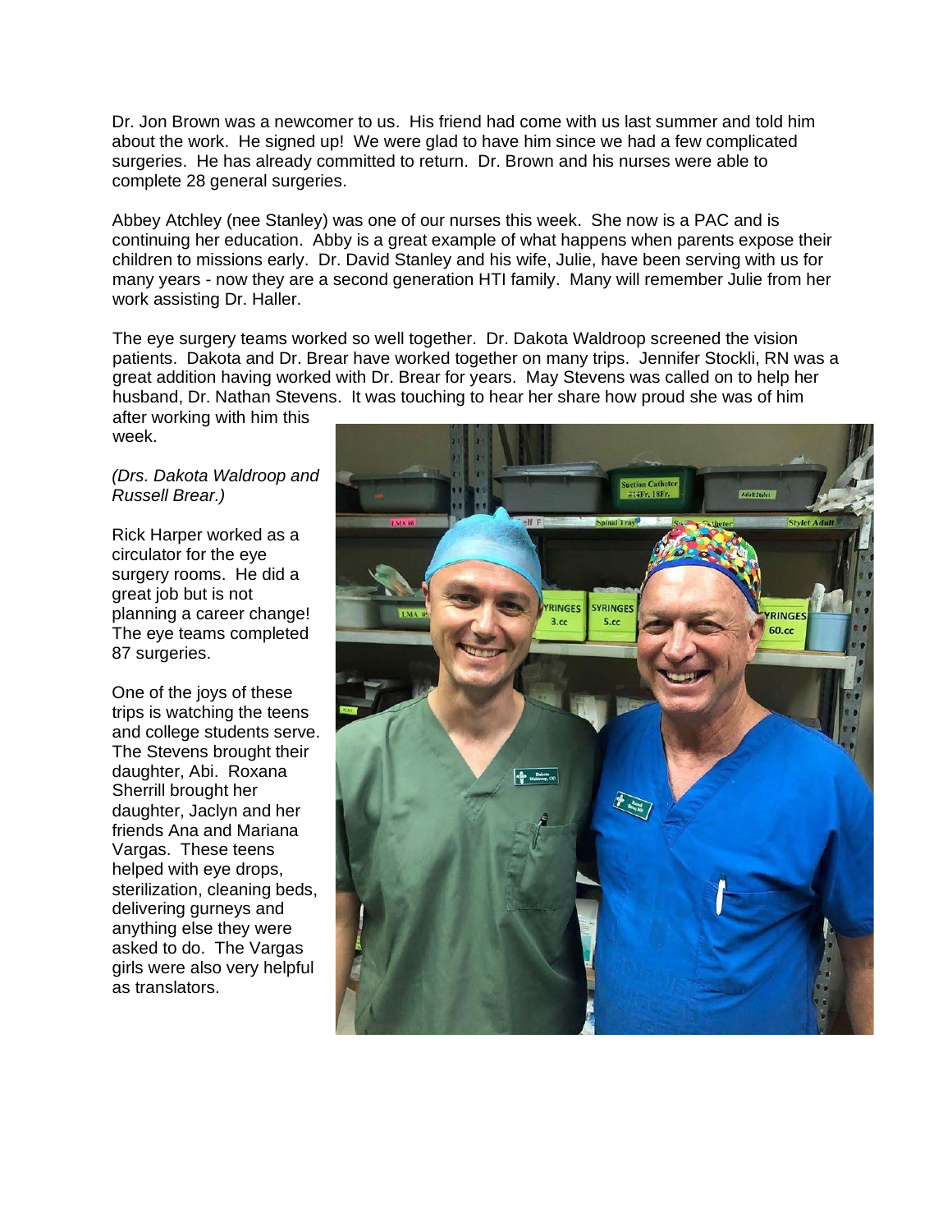Dr. Jon Brown was a newcomer to us. His friend had come with us last summer and told him about the work. He signed up! We were glad to have him since we had a few complicated surgeries. He has already committed to return. Dr. Brown and his nurses were able to complete 28 general surgeries.

Abbey Atchley (nee Stanley) was one of our nurses this week. She now is a PAC and is continuing her education. Abby is a great example of what happens when parents expose their children to missions early. Dr. David Stanley and his wife, Julie, have been serving with us for many years - now they are a second generation HTI family. Many will remember Julie from her work assisting Dr. Haller.

The eye surgery teams worked so well together. Dr. Dakota Waldroop screened the vision patients. Dakota and Dr. Brear have worked together on many trips. Jennifer Stockli, RN was a great addition having worked with Dr. Brear for years. May Stevens was called on to help her husband, Dr. Nathan Stevens. It was touching to hear her share how proud she was of him after working with him this week.

*(Drs. Dakota Waldroop and Russell Brear.)*

Rick Harper worked as a circulator for the eye surgery rooms. He did a great job but is not planning a career change! The eye teams completed 87 surgeries.

One of the joys of these trips is watching the teens and college students serve. The Stevens brought their daughter, Abi. Roxana Sherrill brought her daughter, Jaclyn and her friends Ana and Mariana Vargas. These teens helped with eye drops, sterilization, cleaning beds, delivering gurneys and anything else they were asked to do. The Vargas girls were also very helpful as translators.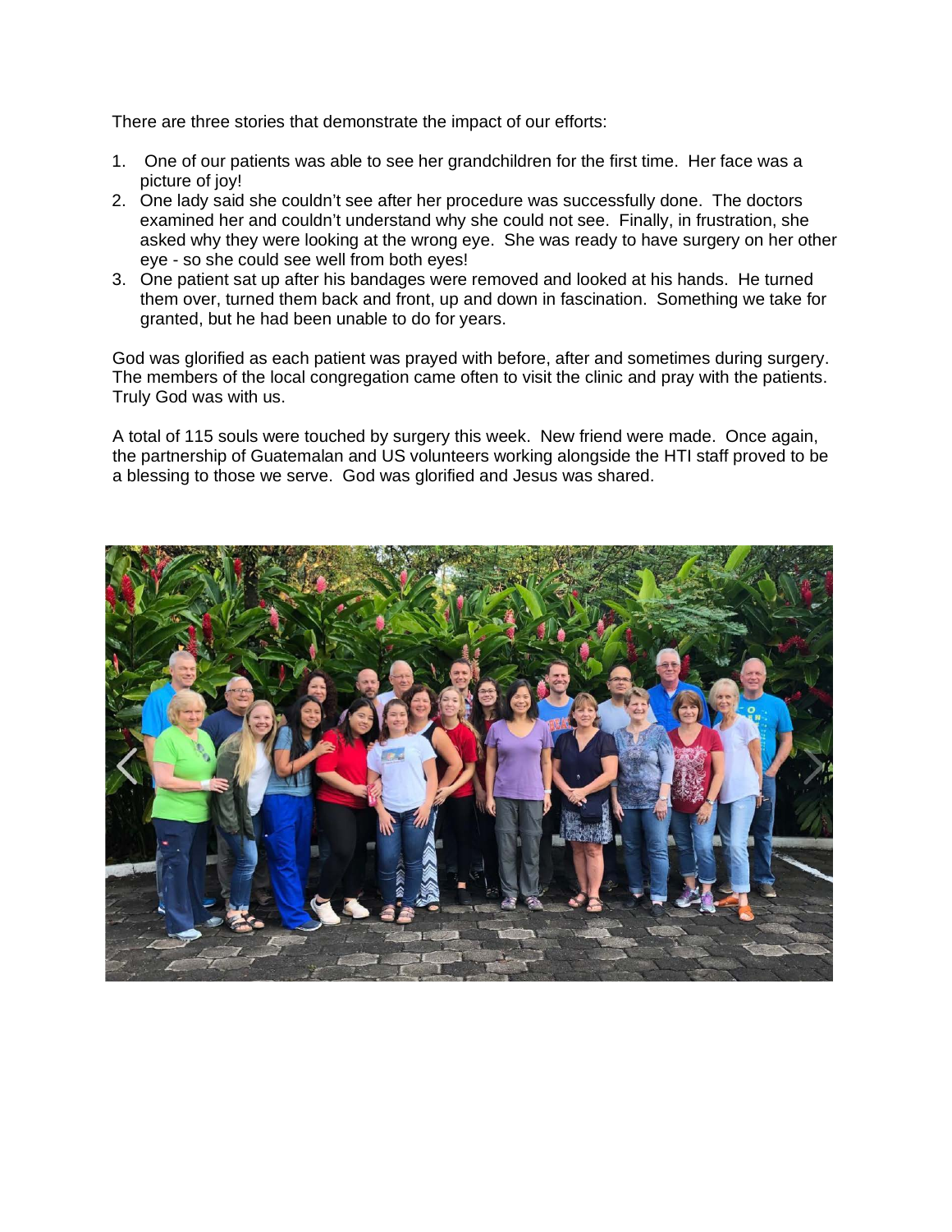There are three stories that demonstrate the impact of our efforts:

1. One of our patients was able to see her grandchildren for the first time. Her face was a picture of joy!
2. One lady said she couldn't see after her procedure was successfully done. The doctors examined her and couldn't understand why she could not see. Finally, in frustration, she asked why they were looking at the wrong eye. She was ready to have surgery on her other eye - so she could see well from both eyes!
3. One patient sat up after his bandages were removed and looked at his hands. He turned them over, turned them back and front, up and down in fascination. Something we take for granted, but he had been unable to do for years.

God was glorified as each patient was prayed with before, after and sometimes during surgery. The members of the local congregation came often to visit the clinic and pray with the patients. Truly God was with us.

A total of 115 souls were touched by surgery this week. New friend were made. Once again, the partnership of Guatemalan and US volunteers working alongside the HTI staff proved to be a blessing to those we serve. God was glorified and Jesus was shared.